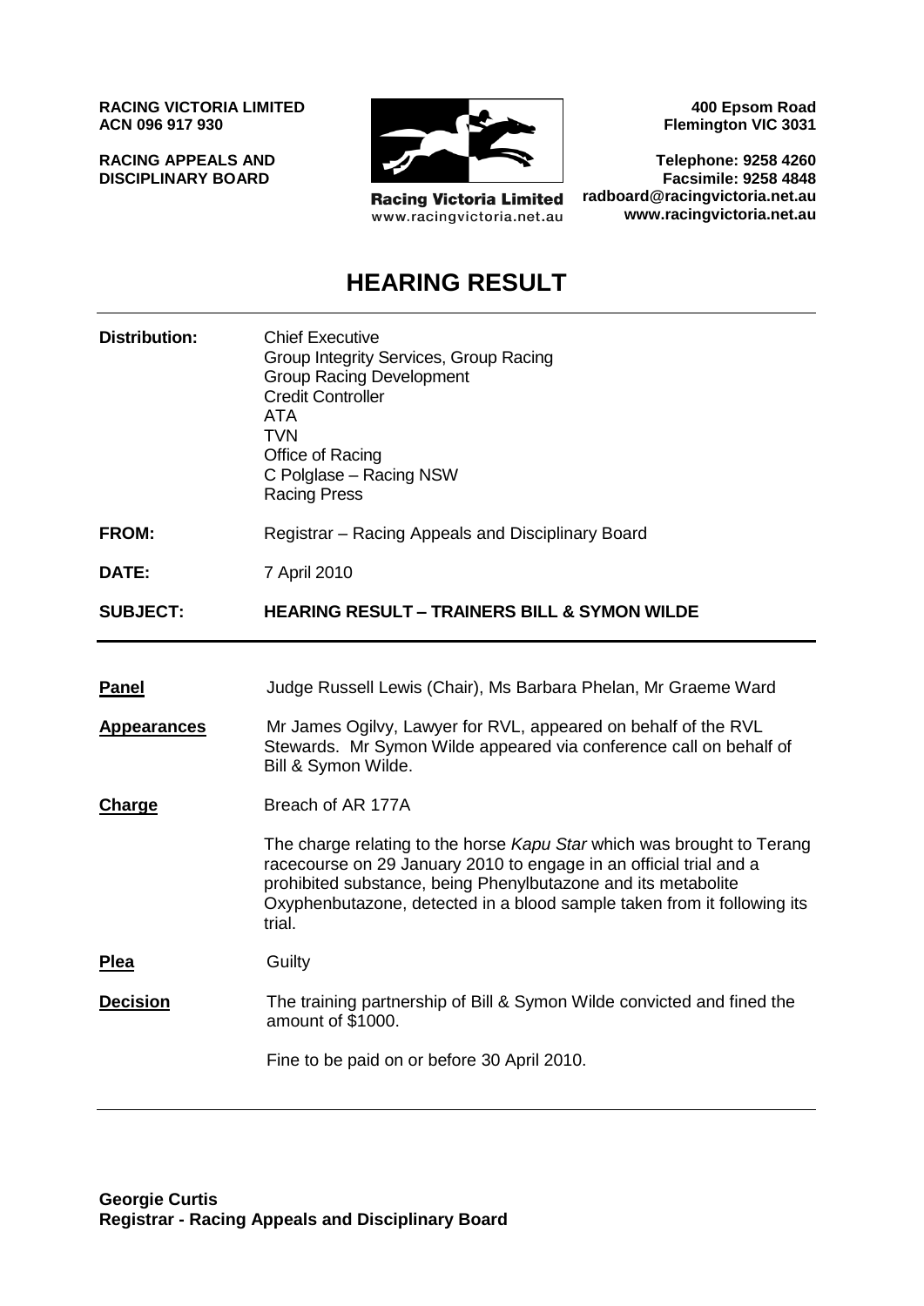**RACING VICTORIA LIMITED**
**ACN 096 917 930**

**RACING APPEALS AND DISCIPLINARY BOARD**

Racing Victoria Limited
www.racingvictoria.net.au

**400 Epsom Road**
**Flemington VIC 3031**

**Telephone: 9258 4260**
**Facsimile: 9258 4848**
**radboard@racingvictoria.net.au**
**www.racingvictoria.net.au**

# HEARING RESULT

| | |
|---|---|
| **Distribution:** | Chief Executive<br>Group Integrity Services, Group Racing<br>Group Racing Development<br>Credit Controller<br>ATA<br>TVN<br>Office of Racing<br>C Polglase – Racing NSW<br>Racing Press |
| **FROM:** | Registrar – Racing Appeals and Disciplinary Board |
| **DATE:** | 7 April 2010 |
| **SUBJECT:** | **HEARING RESULT – TRAINERS BILL & SYMON WILDE** |

| | |
|---|---|
| **Panel** | Judge Russell Lewis (Chair), Ms Barbara Phelan, Mr Graeme Ward |
| **Appearances** | Mr James Ogilvy, Lawyer for RVL, appeared on behalf of the RVL Stewards. Mr Symon Wilde appeared via conference call on behalf of Bill & Symon Wilde. |
| **Charge** | Breach of AR 177A<br><br>The charge relating to the horse *Kapu Star* which was brought to Terang racecourse on 29 January 2010 to engage in an official trial and a prohibited substance, being Phenylbutazone and its metabolite Oxyphenbutazone, detected in a blood sample taken from it following its trial. |
| **Plea** | Guilty |
| **Decision** | The training partnership of Bill & Symon Wilde convicted and fined the amount of $1000.<br><br>Fine to be paid on or before 30 April 2010. |

**Georgie Curtis**
**Registrar - Racing Appeals and Disciplinary Board**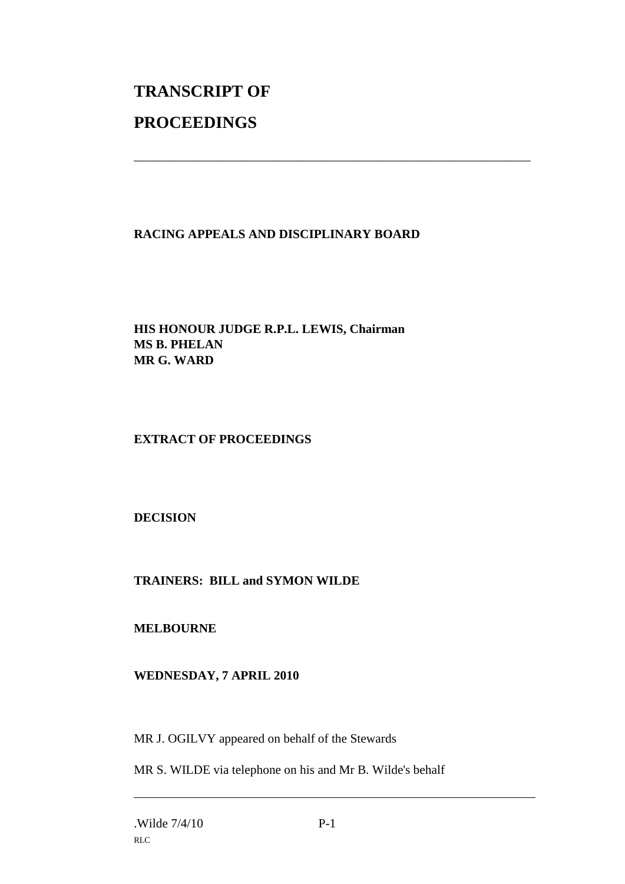# TRANSCRIPT OF

# PROCEEDINGS

---

**RACING APPEALS AND DISCIPLINARY BOARD**

**HIS HONOUR JUDGE R.P.L. LEWIS, Chairman**
**MS B. PHELAN**
**MR G. WARD**

**EXTRACT OF PROCEEDINGS**

**DECISION**

**TRAINERS: BILL and SYMON WILDE**

**MELBOURNE**

**WEDNESDAY, 7 APRIL 2010**

MR J. OGILVY appeared on behalf of the Stewards

MR S. WILDE via telephone on his and Mr B. Wilde's behalf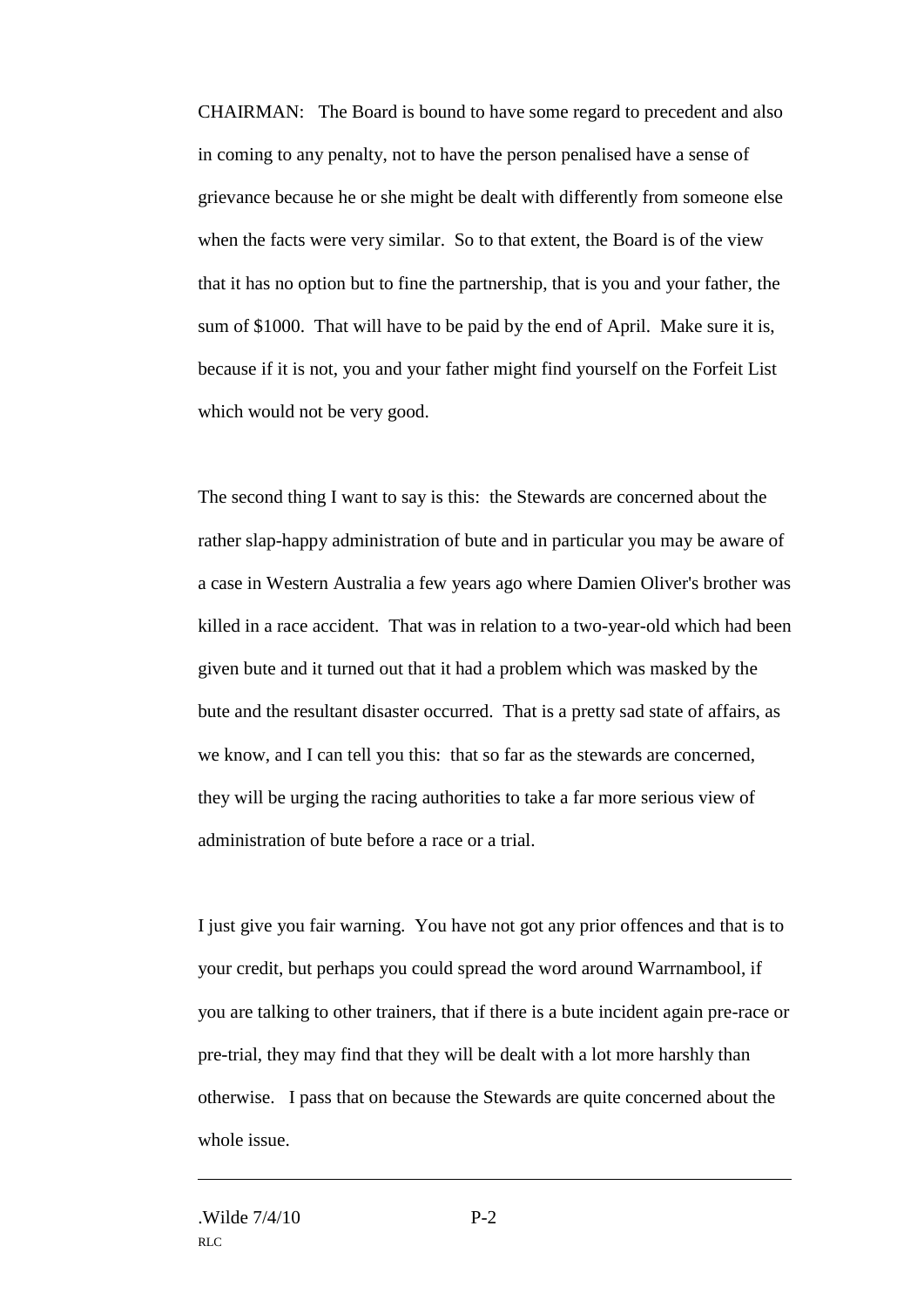CHAIRMAN: The Board is bound to have some regard to precedent and also in coming to any penalty, not to have the person penalised have a sense of grievance because he or she might be dealt with differently from someone else when the facts were very similar. So to that extent, the Board is of the view that it has no option but to fine the partnership, that is you and your father, the sum of $1000. That will have to be paid by the end of April. Make sure it is, because if it is not, you and your father might find yourself on the Forfeit List which would not be very good.

The second thing I want to say is this: the Stewards are concerned about the rather slap-happy administration of bute and in particular you may be aware of a case in Western Australia a few years ago where Damien Oliver's brother was killed in a race accident. That was in relation to a two-year-old which had been given bute and it turned out that it had a problem which was masked by the bute and the resultant disaster occurred. That is a pretty sad state of affairs, as we know, and I can tell you this: that so far as the stewards are concerned, they will be urging the racing authorities to take a far more serious view of administration of bute before a race or a trial.

I just give you fair warning. You have not got any prior offences and that is to your credit, but perhaps you could spread the word around Warrnambool, if you are talking to other trainers, that if there is a bute incident again pre-race or pre-trial, they may find that they will be dealt with a lot more harshly than otherwise. I pass that on because the Stewards are quite concerned about the whole issue.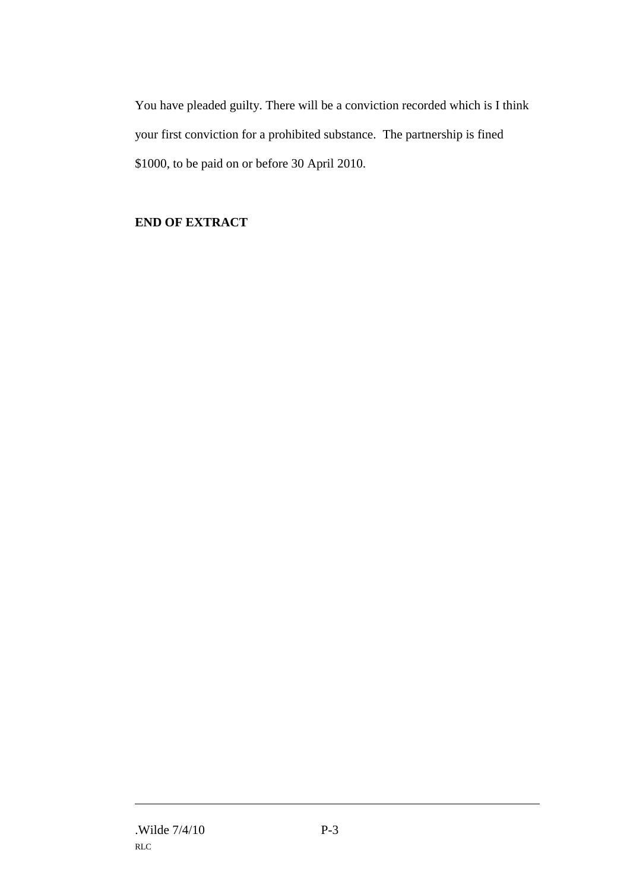You have pleaded guilty. There will be a conviction recorded which is I think your first conviction for a prohibited substance. The partnership is fined $1000, to be paid on or before 30 April 2010.

**END OF EXTRACT**